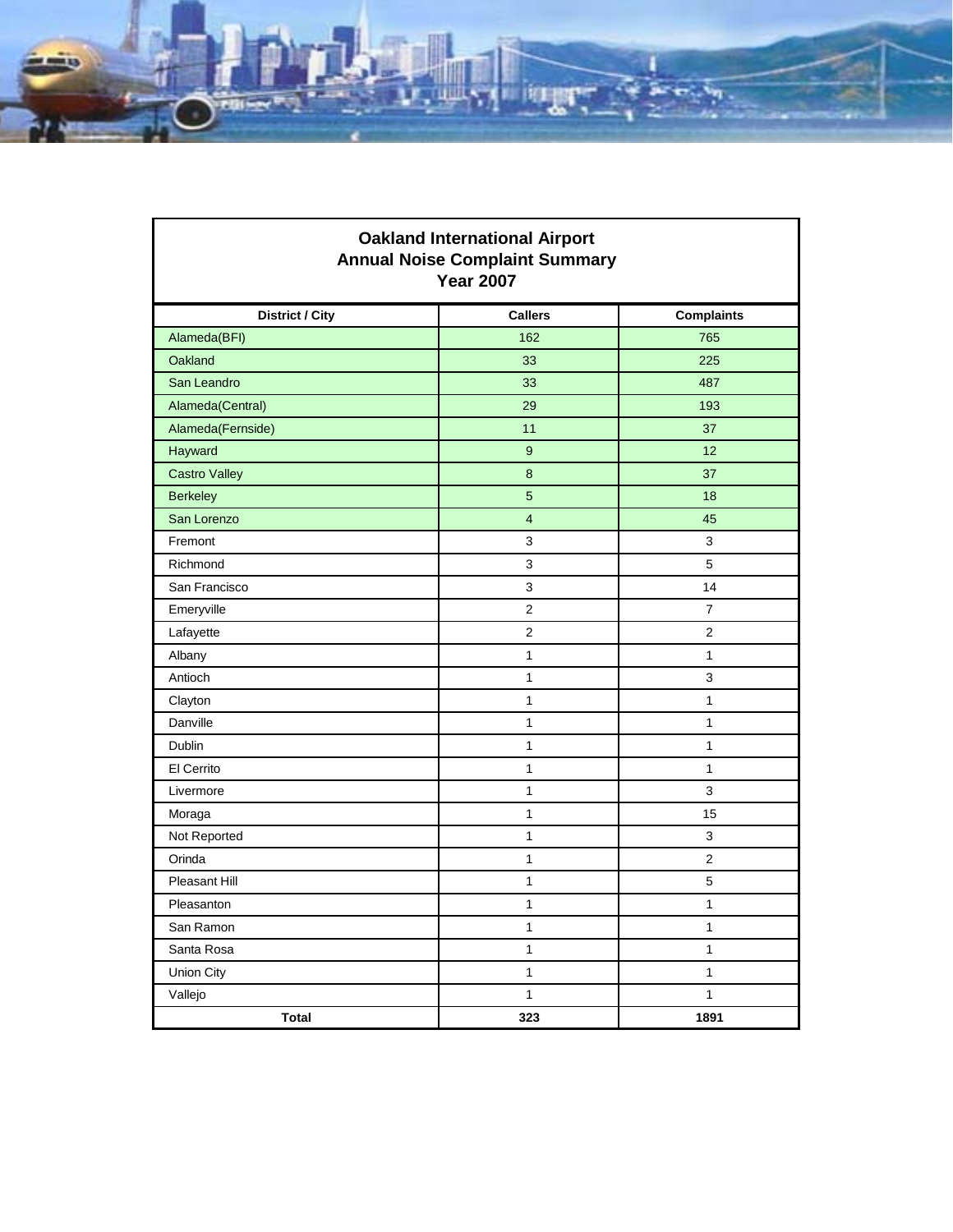# Oakland International Airport
## Annual Noise Complaint Summary
## Year 2007

| District / City | Callers | Complaints |
|---|---|---|
| Alameda(BFI) | 162 | 765 |
| Oakland | 33 | 225 |
| San Leandro | 33 | 487 |
| Alameda(Central) | 29 | 193 |
| Alameda(Fernside) | 11 | 37 |
| Hayward | 9 | 12 |
| Castro Valley | 8 | 37 |
| Berkeley | 5 | 18 |
| San Lorenzo | 4 | 45 |
| Fremont | 3 | 3 |
| Richmond | 3 | 5 |
| San Francisco | 3 | 14 |
| Emeryville | 2 | 7 |
| Lafayette | 2 | 2 |
| Albany | 1 | 1 |
| Antioch | 1 | 3 |
| Clayton | 1 | 1 |
| Danville | 1 | 1 |
| Dublin | 1 | 1 |
| El Cerrito | 1 | 1 |
| Livermore | 1 | 3 |
| Moraga | 1 | 15 |
| Not Reported | 1 | 3 |
| Orinda | 1 | 2 |
| Pleasant Hill | 1 | 5 |
| Pleasanton | 1 | 1 |
| San Ramon | 1 | 1 |
| Santa Rosa | 1 | 1 |
| Union City | 1 | 1 |
| Vallejo | 1 | 1 |
| **Total** | **323** | **1891** |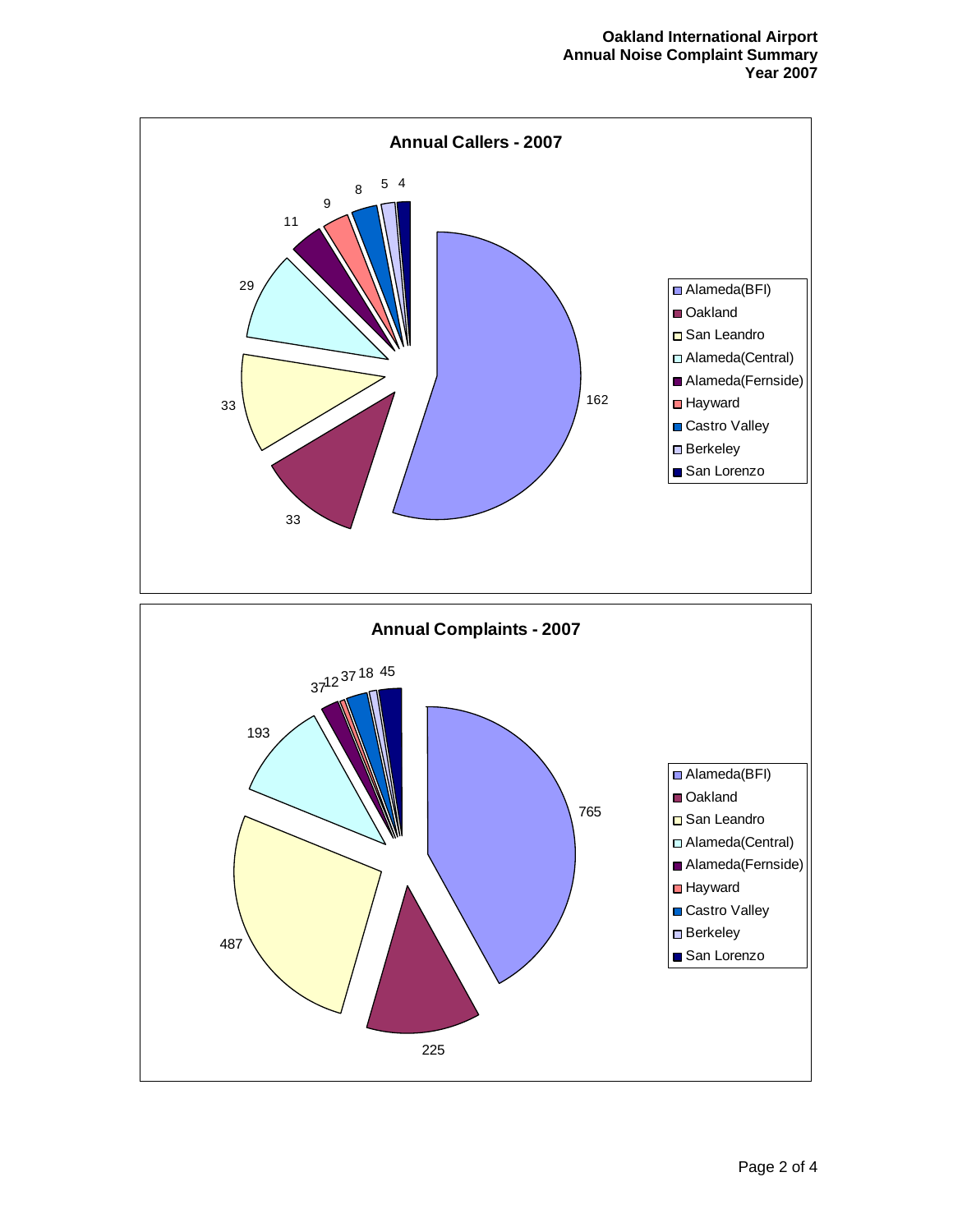## Annual Callers - 2007

| City | Callers |
| --- | --- |
| Alameda(BFI) | 162 |
| Oakland | 33 |
| San Leandro | 33 |
| Alameda(Central) | 29 |
| Alameda(Fernside) | 11 |
| Hayward | 9 |
| Castro Valley | 8 |
| Berkeley | 5 |
| San Lorenzo | 4 |

## Annual Complaints - 2007

| City | Complaints |
| --- | --- |
| Alameda(BFI) | 765 |
| Oakland | 225 |
| San Leandro | 487 |
| Alameda(Central) | 193 |
| Alameda(Fernside) | 37 |
| Hayward | 12 |
| Castro Valley | 37 |
| Berkeley | 18 |
| San Lorenzo | 45 |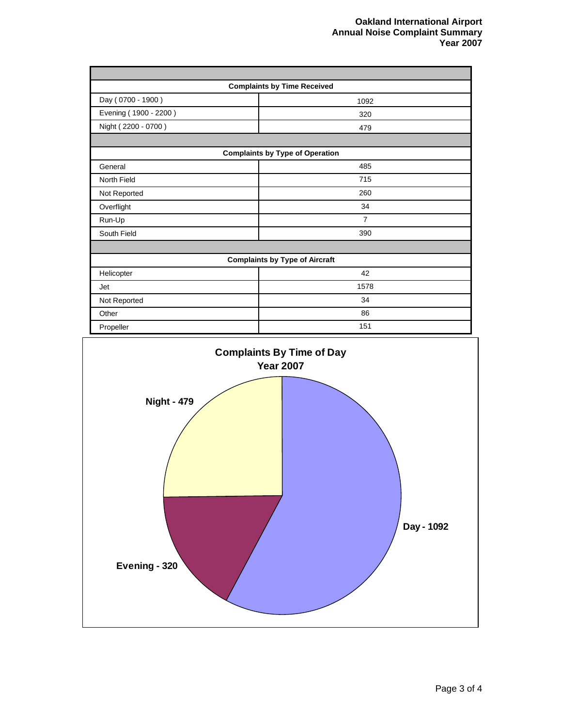# Oakland International Airport
## Annual Noise Complaint Summary
## Year 2007

| Complaints by Time Received | |
|---|---|
| Day ( 0700 - 1900 ) | 1092 |
| Evening ( 1900 - 2200 ) | 320 |
| Night ( 2200 - 0700 ) | 479 |

| Complaints by Type of Operation | |
|---|---|
| General | 485 |
| North Field | 715 |
| Not Reported | 260 |
| Overflight | 34 |
| Run-Up | 7 |
| South Field | 390 |

| Complaints by Type of Aircraft | |
|---|---|
| Helicopter | 42 |
| Jet | 1578 |
| Not Reported | 34 |
| Other | 86 |
| Propeller | 151 |

**Complaints By Time of Day**
**Year 2007**

Night - 479

Day - 1092

Evening - 320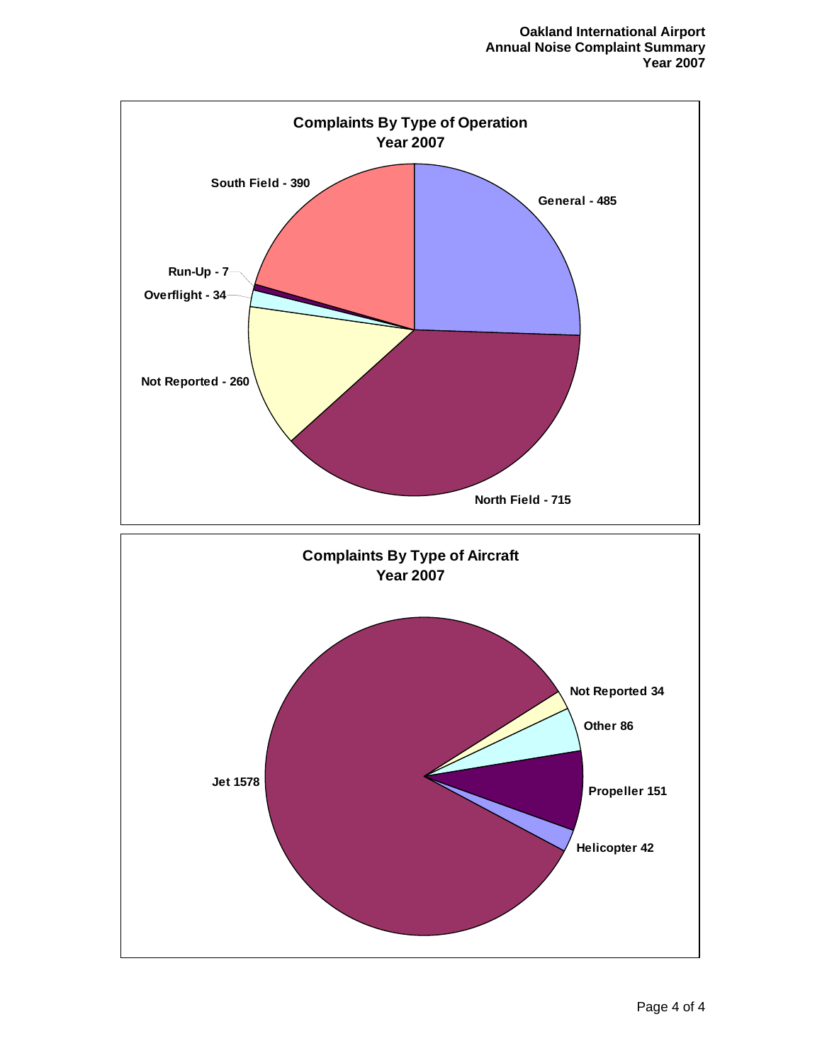**Oakland International Airport**
**Annual Noise Complaint Summary**
**Year 2007**

**Complaints By Type of Operation**
**Year 2007**

General - 485
North Field - 715
Not Reported - 260
Overflight - 34
Run-Up - 7
South Field - 390

**Complaints By Type of Aircraft**
**Year 2007**

Not Reported 34
Other 86
Propeller 151
Helicopter 42
Jet 1578